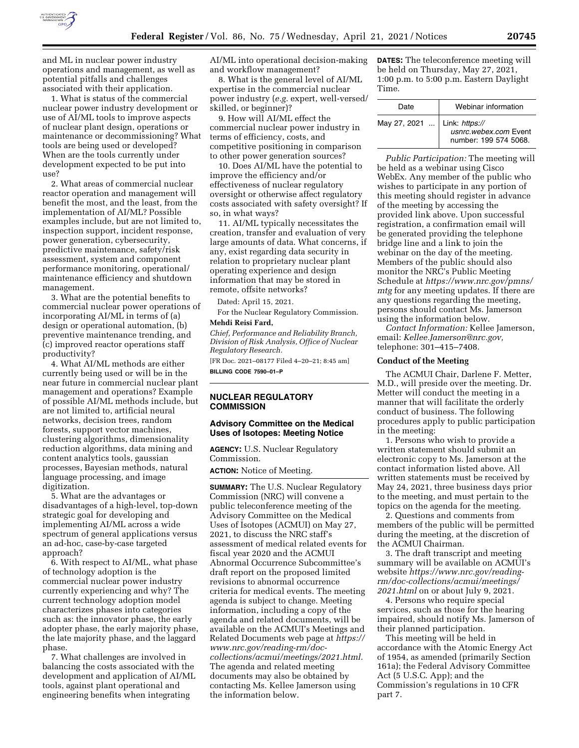and ML in nuclear power industry operations and management, as well as potential pitfalls and challenges associated with their application.

1. What is status of the commercial nuclear power industry development or use of AI/ML tools to improve aspects of nuclear plant design, operations or maintenance or decommissioning? What tools are being used or developed? When are the tools currently under development expected to be put into use?

2. What areas of commercial nuclear reactor operation and management will benefit the most, and the least, from the implementation of AI/ML? Possible examples include, but are not limited to, inspection support, incident response, power generation, cybersecurity, predictive maintenance, safety/risk assessment, system and component performance monitoring, operational/maintenance efficiency and shutdown management.

3. What are the potential benefits to commercial nuclear power operations of incorporating AI/ML in terms of (a) design or operational automation, (b) preventive maintenance trending, and (c) improved reactor operations staff productivity?

4. What AI/ML methods are either currently being used or will be in the near future in commercial nuclear plant management and operations? Example of possible AI/ML methods include, but are not limited to, artificial neural networks, decision trees, random forests, support vector machines, clustering algorithms, dimensionality reduction algorithms, data mining and content analytics tools, gaussian processes, Bayesian methods, natural language processing, and image digitization.

5. What are the advantages or disadvantages of a high-level, top-down strategic goal for developing and implementing AI/ML across a wide spectrum of general applications versus an ad-hoc, case-by-case targeted approach?

6. With respect to AI/ML, what phase of technology adoption is the commercial nuclear power industry currently experiencing and why? The current technology adoption model characterizes phases into categories such as: the innovator phase, the early adopter phase, the early majority phase, the late majority phase, and the laggard phase.

7. What challenges are involved in balancing the costs associated with the development and application of AI/ML tools, against plant operational and engineering benefits when integrating AI/ML into operational decision-making and workflow management?

8. What is the general level of AI/ML expertise in the commercial nuclear power industry (*e.g.* expert, well-versed/skilled, or beginner)?

9. How will AI/ML effect the commercial nuclear power industry in terms of efficiency, costs, and competitive positioning in comparison to other power generation sources?

10. Does AI/ML have the potential to improve the efficiency and/or effectiveness of nuclear regulatory oversight or otherwise affect regulatory costs associated with safety oversight? If so, in what ways?

11. AI/ML typically necessitates the creation, transfer and evaluation of very large amounts of data. What concerns, if any, exist regarding data security in relation to proprietary nuclear plant operating experience and design information that may be stored in remote, offsite networks?

Dated: April 15, 2021.

For the Nuclear Regulatory Commission.

**Mehdi Reisi Fard,**

*Chief, Performance and Reliability Branch, Division of Risk Analysis, Office of Nuclear Regulatory Research.*

[FR Doc. 2021–08177 Filed 4–20–21; 8:45 am]

**BILLING CODE 7590–01–P**

## NUCLEAR REGULATORY COMMISSION

### Advisory Committee on the Medical Uses of Isotopes: Meeting Notice

**AGENCY:** U.S. Nuclear Regulatory Commission.

**ACTION:** Notice of Meeting.

**SUMMARY:** The U.S. Nuclear Regulatory Commission (NRC) will convene a public teleconference meeting of the Advisory Committee on the Medical Uses of Isotopes (ACMUI) on May 27, 2021, to discuss the NRC staff's assessment of medical related events for fiscal year 2020 and the ACMUI Abnormal Occurrence Subcommittee's draft report on the proposed limited revisions to abnormal occurrence criteria for medical events. The meeting agenda is subject to change. Meeting information, including a copy of the agenda and related documents, will be available on the ACMUI's Meetings and Related Documents web page at *https://www.nrc.gov/reading-rm/doc-collections/acmui/meetings/2021.html.* The agenda and related meeting documents may also be obtained by contacting Ms. Kellee Jamerson using the information below.

**DATES:** The teleconference meeting will be held on Thursday, May 27, 2021, 1:00 p.m. to 5:00 p.m. Eastern Daylight Time.

| Date | Webinar information |
|---|---|
| May 27, 2021 ... | Link: *https://usnrc.webex.com* Event number: 199 574 5068. |

*Public Participation:* The meeting will be held as a webinar using Cisco WebEx. Any member of the public who wishes to participate in any portion of this meeting should register in advance of the meeting by accessing the provided link above. Upon successful registration, a confirmation email will be generated providing the telephone bridge line and a link to join the webinar on the day of the meeting. Members of the public should also monitor the NRC's Public Meeting Schedule at *https://www.nrc.gov/pmns/mtg* for any meeting updates. If there are any questions regarding the meeting, persons should contact Ms. Jamerson using the information below.

*Contact Information:* Kellee Jamerson, email: *Kellee.Jamerson@nrc.gov,* telephone: 301–415–7408.

#### Conduct of the Meeting

The ACMUI Chair, Darlene F. Metter, M.D., will preside over the meeting. Dr. Metter will conduct the meeting in a manner that will facilitate the orderly conduct of business. The following procedures apply to public participation in the meeting:

1. Persons who wish to provide a written statement should submit an electronic copy to Ms. Jamerson at the contact information listed above. All written statements must be received by May 24, 2021, three business days prior to the meeting, and must pertain to the topics on the agenda for the meeting.

2. Questions and comments from members of the public will be permitted during the meeting, at the discretion of the ACMUI Chairman.

3. The draft transcript and meeting summary will be available on ACMUI's website *https://www.nrc.gov/reading-rm/doc-collections/acmui/meetings/2021.html* on or about July 9, 2021.

4. Persons who require special services, such as those for the hearing impaired, should notify Ms. Jamerson of their planned participation.

This meeting will be held in accordance with the Atomic Energy Act of 1954, as amended (primarily Section 161a); the Federal Advisory Committee Act (5 U.S.C. App); and the Commission's regulations in 10 CFR part 7.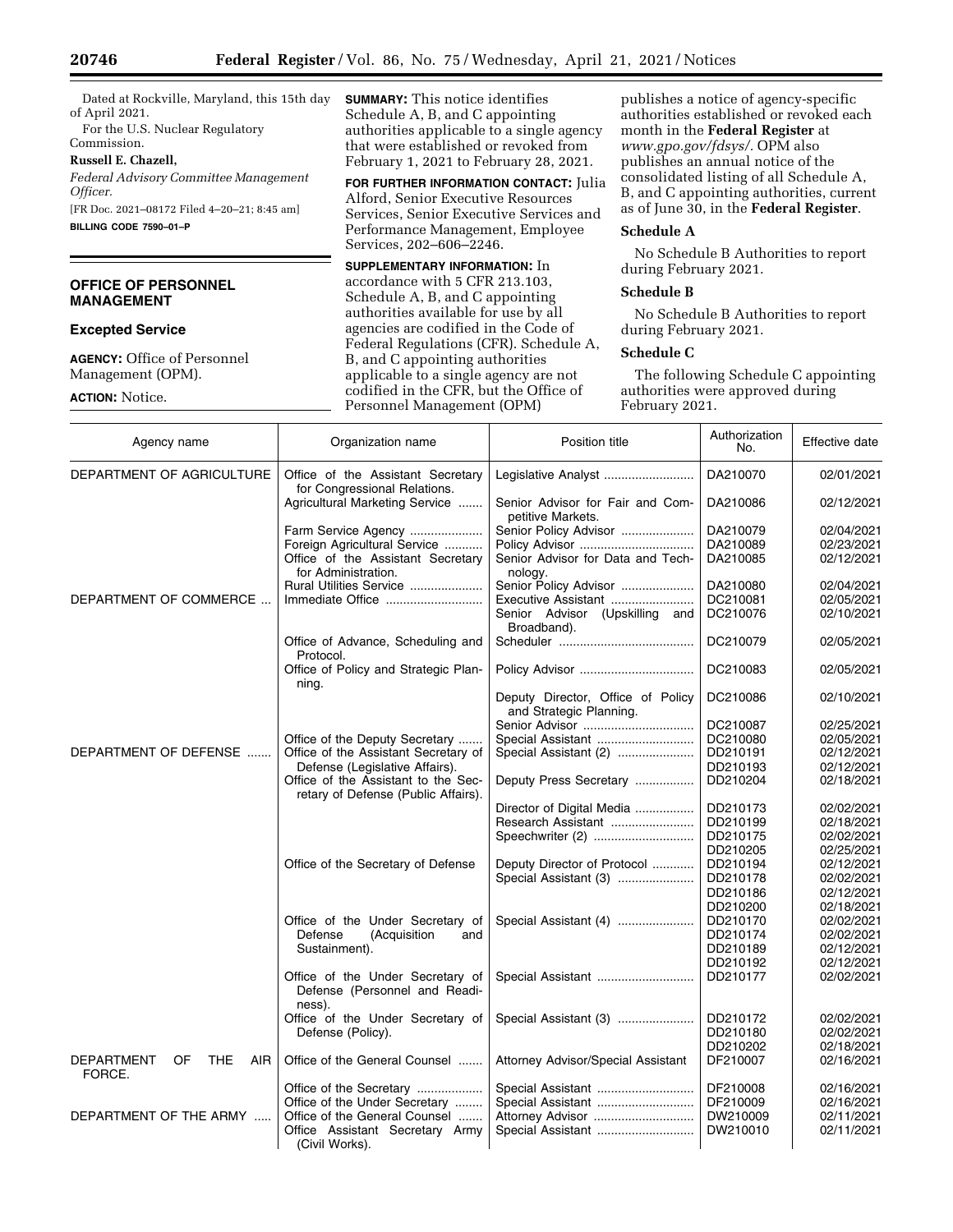Dated at Rockville, Maryland, this 15th day of April 2021.

For the U.S. Nuclear Regulatory Commission.

**Russell E. Chazell,**

*Federal Advisory Committee Management Officer.*

[FR Doc. 2021–08172 Filed 4–20–21; 8:45 am]

**BILLING CODE 7590–01–P**

## OFFICE OF PERSONNEL MANAGEMENT

### Excepted Service

**AGENCY:** Office of Personnel Management (OPM).

**ACTION:** Notice.

**SUMMARY:** This notice identifies Schedule A, B, and C appointing authorities applicable to a single agency that were established or revoked from February 1, 2021 to February 28, 2021.

**FOR FURTHER INFORMATION CONTACT:** Julia Alford, Senior Executive Resources Services, Senior Executive Services and Performance Management, Employee Services, 202–606–2246.

**SUPPLEMENTARY INFORMATION:** In accordance with 5 CFR 213.103, Schedule A, B, and C appointing authorities available for use by all agencies are codified in the Code of Federal Regulations (CFR). Schedule A, B, and C appointing authorities applicable to a single agency are not codified in the CFR, but the Office of Personnel Management (OPM) publishes a notice of agency-specific authorities established or revoked each month in the **Federal Register** at *www.gpo.gov/fdsys/*. OPM also publishes an annual notice of the consolidated listing of all Schedule A, B, and C appointing authorities, current as of June 30, in the **Federal Register**.

### Schedule A

No Schedule B Authorities to report during February 2021.

### Schedule B

No Schedule B Authorities to report during February 2021.

### Schedule C

The following Schedule C appointing authorities were approved during February 2021.

| Agency name | Organization name | Position title | Authorization No. | Effective date |
|---|---|---|---|---|
| DEPARTMENT OF AGRICULTURE | Office of the Assistant Secretary for Congressional Relations. | Legislative Analyst | DA210070 | 02/01/2021 |
| | Agricultural Marketing Service | Senior Advisor for Fair and Competitive Markets. | DA210086 | 02/12/2021 |
| | Farm Service Agency | Senior Policy Advisor | DA210079 | 02/04/2021 |
| | Foreign Agricultural Service | Policy Advisor | DA210089 | 02/23/2021 |
| | Office of the Assistant Secretary for Administration. | Senior Advisor for Data and Technology. | DA210085 | 02/12/2021 |
| | Rural Utilities Service | Senior Policy Advisor | DA210080 | 02/04/2021 |
| DEPARTMENT OF COMMERCE | Immediate Office | Executive Assistant | DC210081 | 02/05/2021 |
| | | Senior Advisor (Upskilling and Broadband). | DC210076 | 02/10/2021 |
| | Office of Advance, Scheduling and Protocol. | Scheduler | DC210079 | 02/05/2021 |
| | Office of Policy and Strategic Planning. | Policy Advisor | DC210083 | 02/05/2021 |
| | | Deputy Director, Office of Policy and Strategic Planning. | DC210086 | 02/10/2021 |
| | | Senior Advisor | DC210087 | 02/25/2021 |
| | Office of the Deputy Secretary | Special Assistant | DC210080 | 02/05/2021 |
| DEPARTMENT OF DEFENSE | Office of the Assistant Secretary of Defense (Legislative Affairs). | Special Assistant (2) | DD210191 | 02/12/2021 |
| | | | DD210193 | 02/12/2021 |
| | Office of the Assistant to the Secretary of Defense (Public Affairs). | Deputy Press Secretary | DD210204 | 02/18/2021 |
| | | Director of Digital Media | DD210173 | 02/02/2021 |
| | | Research Assistant | DD210199 | 02/18/2021 |
| | | Speechwriter (2) | DD210175 | 02/02/2021 |
| | | | DD210205 | 02/25/2021 |
| | Office of the Secretary of Defense | Deputy Director of Protocol | DD210194 | 02/12/2021 |
| | | Special Assistant (3) | DD210178 | 02/02/2021 |
| | | | DD210186 | 02/12/2021 |
| | | | DD210200 | 02/18/2021 |
| | Office of the Under Secretary of Defense (Acquisition and Sustainment). | Special Assistant (4) | DD210170 | 02/02/2021 |
| | | | DD210174 | 02/02/2021 |
| | | | DD210189 | 02/12/2021 |
| | | | DD210192 | 02/12/2021 |
| | Office of the Under Secretary of Defense (Personnel and Readiness). | Special Assistant | DD210177 | 02/02/2021 |
| | Office of the Under Secretary of Defense (Policy). | Special Assistant (3) | DD210172 | 02/02/2021 |
| | | | DD210180 | 02/02/2021 |
| | | | DD210202 | 02/18/2021 |
| DEPARTMENT OF THE AIR FORCE. | Office of the General Counsel | Attorney Advisor/Special Assistant | DF210007 | 02/16/2021 |
| | Office of the Secretary | Special Assistant | DF210008 | 02/16/2021 |
| | Office of the Under Secretary | Special Assistant | DF210009 | 02/16/2021 |
| DEPARTMENT OF THE ARMY | Office of the General Counsel | Attorney Advisor | DW210009 | 02/11/2021 |
| | Office Assistant Secretary Army (Civil Works). | Special Assistant | DW210010 | 02/11/2021 |